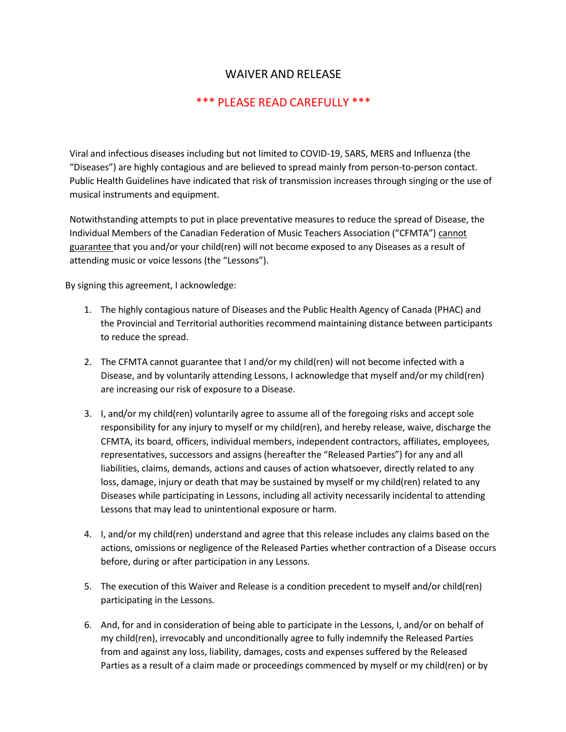# WAIVER AND RELEASE

## \*\*\* PLEASE READ CAREFULLY \*\*\*

Viral and infectious diseases including but not limited to COVID-19, SARS, MERS and Influenza (the "Diseases") are highly contagious and are believed to spread mainly from person-to-person contact. Public Health Guidelines have indicated that risk of transmission increases through singing or the use of musical instruments and equipment.

Notwithstanding attempts to put in place preventative measures to reduce the spread of Disease, the Individual Members of the Canadian Federation of Music Teachers Association ("CFMTA") <u>cannot guarantee</u> that you and/or your child(ren) will not become exposed to any Diseases as a result of attending music or voice lessons (the "Lessons").

By signing this agreement, I acknowledge:

1. The highly contagious nature of Diseases and the Public Health Agency of Canada (PHAC) and the Provincial and Territorial authorities recommend maintaining distance between participants to reduce the spread.

2. The CFMTA cannot guarantee that I and/or my child(ren) will not become infected with a Disease, and by voluntarily attending Lessons, I acknowledge that myself and/or my child(ren) are increasing our risk of exposure to a Disease.

3. I, and/or my child(ren) voluntarily agree to assume all of the foregoing risks and accept sole responsibility for any injury to myself or my child(ren), and hereby release, waive, discharge the CFMTA, its board, officers, individual members, independent contractors, affiliates, employees, representatives, successors and assigns (hereafter the "Released Parties") for any and all liabilities, claims, demands, actions and causes of action whatsoever, directly related to any loss, damage, injury or death that may be sustained by myself or my child(ren) related to any Diseases while participating in Lessons, including all activity necessarily incidental to attending Lessons that may lead to unintentional exposure or harm.

4. I, and/or my child(ren) understand and agree that this release includes any claims based on the actions, omissions or negligence of the Released Parties whether contraction of a Disease occurs before, during or after participation in any Lessons.

5. The execution of this Waiver and Release is a condition precedent to myself and/or child(ren) participating in the Lessons.

6. And, for and in consideration of being able to participate in the Lessons, I, and/or on behalf of my child(ren), irrevocably and unconditionally agree to fully indemnify the Released Parties from and against any loss, liability, damages, costs and expenses suffered by the Released Parties as a result of a claim made or proceedings commenced by myself or my child(ren) or by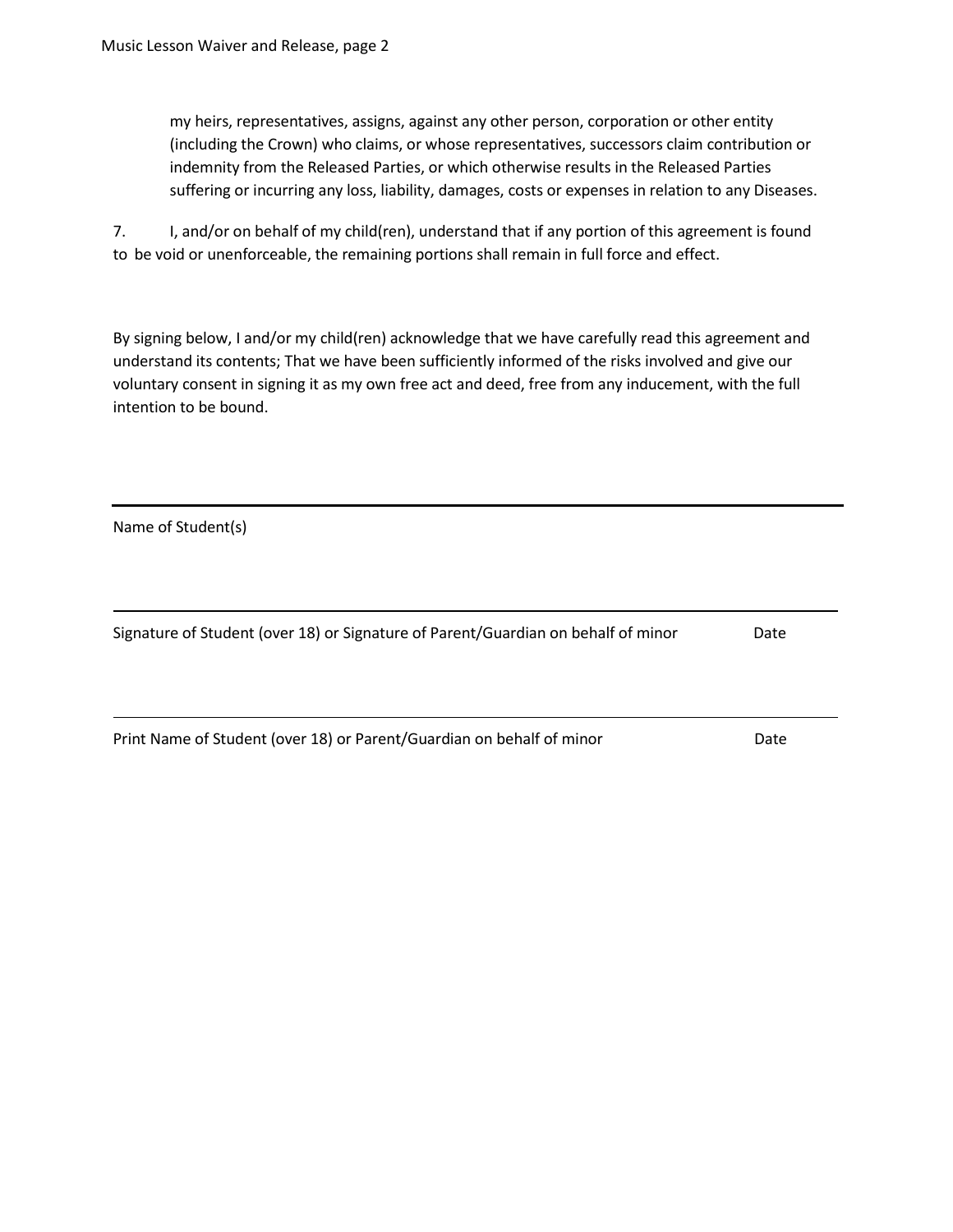my heirs, representatives, assigns, against any other person, corporation or other entity (including the Crown) who claims, or whose representatives, successors claim contribution or indemnity from the Released Parties, or which otherwise results in the Released Parties suffering or incurring any loss, liability, damages, costs or expenses in relation to any Diseases.

7. I, and/or on behalf of my child(ren), understand that if any portion of this agreement is found to be void or unenforceable, the remaining portions shall remain in full force and effect.

By signing below, I and/or my child(ren) acknowledge that we have carefully read this agreement and understand its contents; That we have been sufficiently informed of the risks involved and give our voluntary consent in signing it as my own free act and deed, free from any inducement, with the full intention to be bound.

---

Name of Student(s)

---

Signature of Student (over 18) or Signature of Parent/Guardian on behalf of minor Date

---

Print Name of Student (over 18) or Parent/Guardian on behalf of minor Date